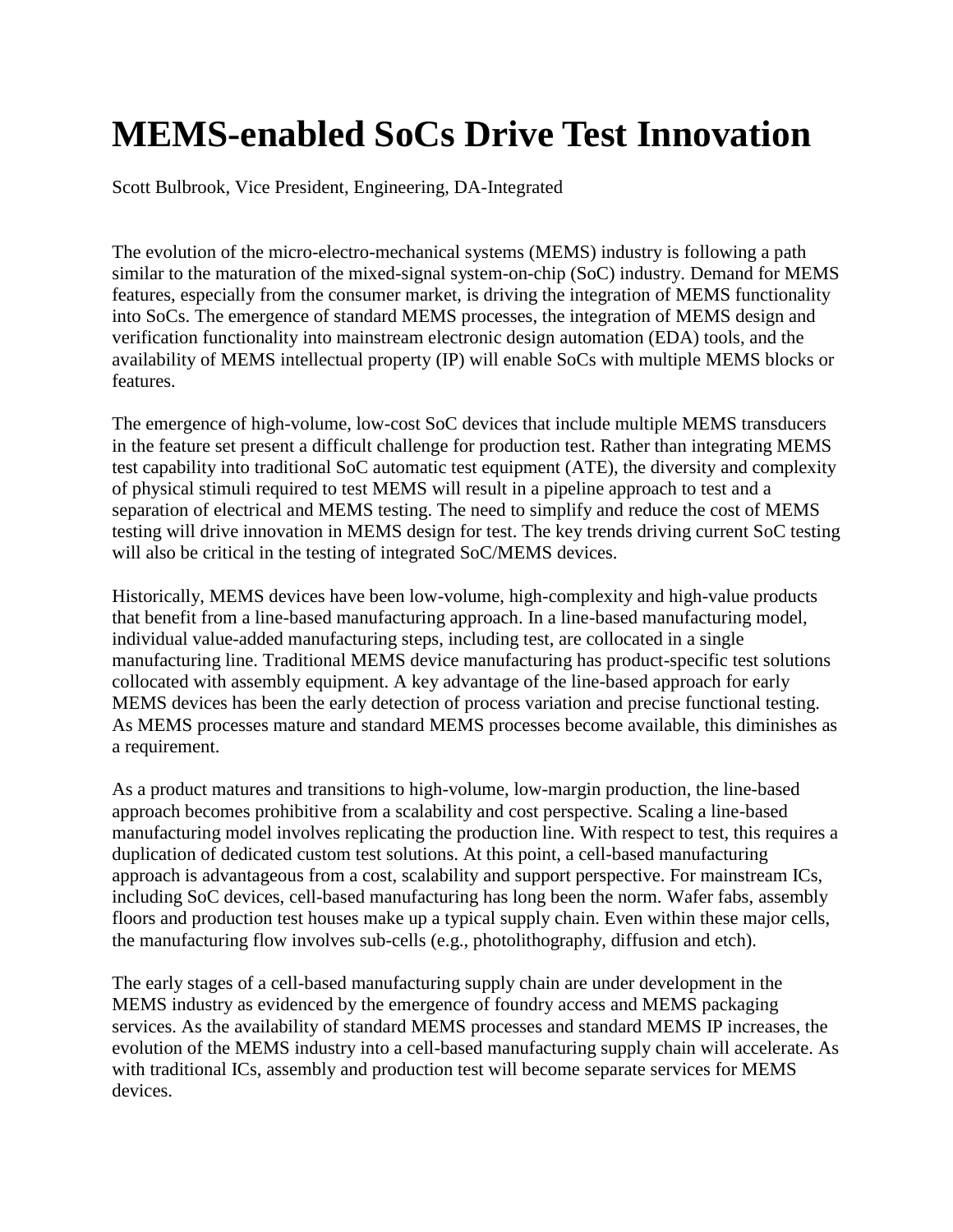# MEMS-enabled SoCs Drive Test Innovation

Scott Bulbrook, Vice President, Engineering, DA-Integrated

The evolution of the micro-electro-mechanical systems (MEMS) industry is following a path similar to the maturation of the mixed-signal system-on-chip (SoC) industry. Demand for MEMS features, especially from the consumer market, is driving the integration of MEMS functionality into SoCs. The emergence of standard MEMS processes, the integration of MEMS design and verification functionality into mainstream electronic design automation (EDA) tools, and the availability of MEMS intellectual property (IP) will enable SoCs with multiple MEMS blocks or features.

The emergence of high-volume, low-cost SoC devices that include multiple MEMS transducers in the feature set present a difficult challenge for production test. Rather than integrating MEMS test capability into traditional SoC automatic test equipment (ATE), the diversity and complexity of physical stimuli required to test MEMS will result in a pipeline approach to test and a separation of electrical and MEMS testing. The need to simplify and reduce the cost of MEMS testing will drive innovation in MEMS design for test. The key trends driving current SoC testing will also be critical in the testing of integrated SoC/MEMS devices.

Historically, MEMS devices have been low-volume, high-complexity and high-value products that benefit from a line-based manufacturing approach. In a line-based manufacturing model, individual value-added manufacturing steps, including test, are collocated in a single manufacturing line. Traditional MEMS device manufacturing has product-specific test solutions collocated with assembly equipment. A key advantage of the line-based approach for early MEMS devices has been the early detection of process variation and precise functional testing. As MEMS processes mature and standard MEMS processes become available, this diminishes as a requirement.

As a product matures and transitions to high-volume, low-margin production, the line-based approach becomes prohibitive from a scalability and cost perspective. Scaling a line-based manufacturing model involves replicating the production line. With respect to test, this requires a duplication of dedicated custom test solutions. At this point, a cell-based manufacturing approach is advantageous from a cost, scalability and support perspective. For mainstream ICs, including SoC devices, cell-based manufacturing has long been the norm. Wafer fabs, assembly floors and production test houses make up a typical supply chain. Even within these major cells, the manufacturing flow involves sub-cells (e.g., photolithography, diffusion and etch).

The early stages of a cell-based manufacturing supply chain are under development in the MEMS industry as evidenced by the emergence of foundry access and MEMS packaging services. As the availability of standard MEMS processes and standard MEMS IP increases, the evolution of the MEMS industry into a cell-based manufacturing supply chain will accelerate. As with traditional ICs, assembly and production test will become separate services for MEMS devices.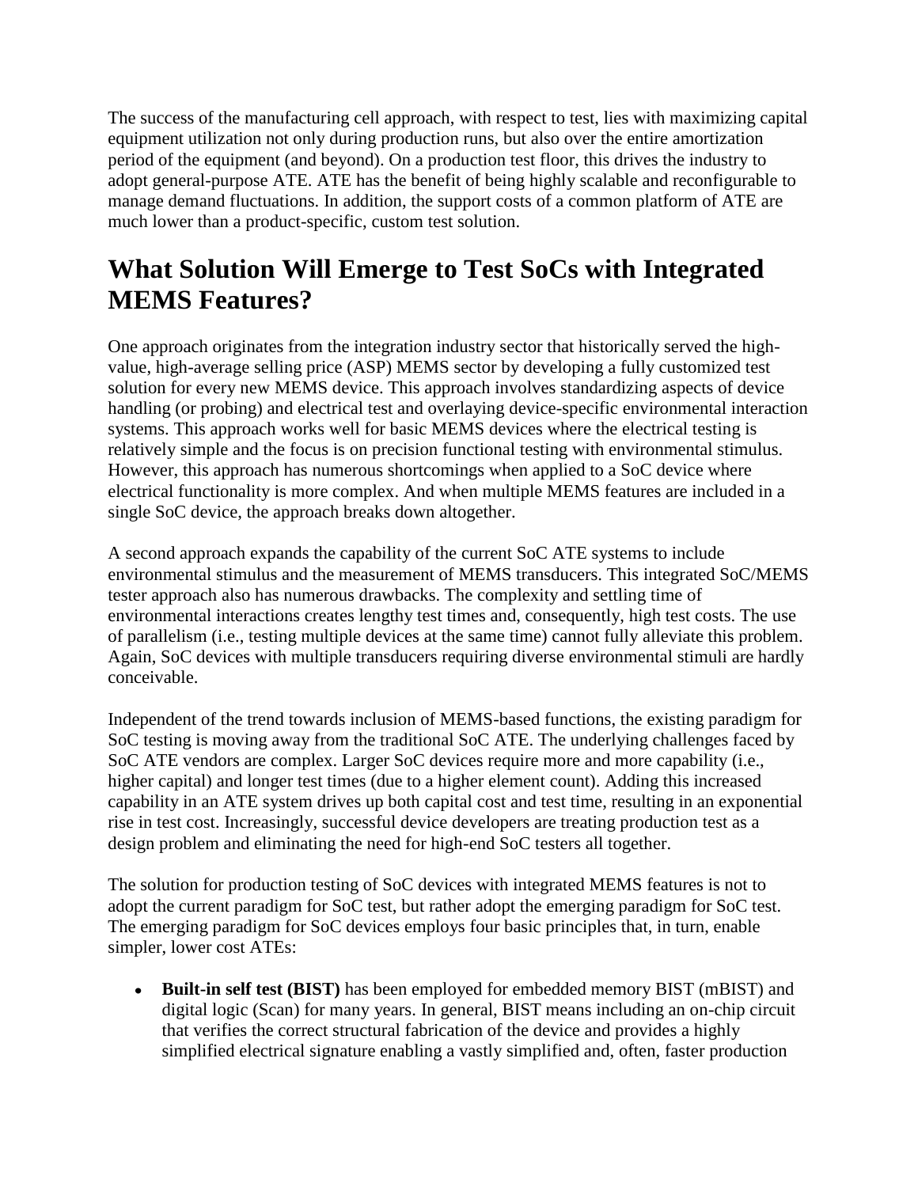The success of the manufacturing cell approach, with respect to test, lies with maximizing capital equipment utilization not only during production runs, but also over the entire amortization period of the equipment (and beyond). On a production test floor, this drives the industry to adopt general-purpose ATE. ATE has the benefit of being highly scalable and reconfigurable to manage demand fluctuations. In addition, the support costs of a common platform of ATE are much lower than a product-specific, custom test solution.

# What Solution Will Emerge to Test SoCs with Integrated MEMS Features?

One approach originates from the integration industry sector that historically served the high-value, high-average selling price (ASP) MEMS sector by developing a fully customized test solution for every new MEMS device. This approach involves standardizing aspects of device handling (or probing) and electrical test and overlaying device-specific environmental interaction systems. This approach works well for basic MEMS devices where the electrical testing is relatively simple and the focus is on precision functional testing with environmental stimulus. However, this approach has numerous shortcomings when applied to a SoC device where electrical functionality is more complex. And when multiple MEMS features are included in a single SoC device, the approach breaks down altogether.

A second approach expands the capability of the current SoC ATE systems to include environmental stimulus and the measurement of MEMS transducers. This integrated SoC/MEMS tester approach also has numerous drawbacks. The complexity and settling time of environmental interactions creates lengthy test times and, consequently, high test costs. The use of parallelism (i.e., testing multiple devices at the same time) cannot fully alleviate this problem. Again, SoC devices with multiple transducers requiring diverse environmental stimuli are hardly conceivable.

Independent of the trend towards inclusion of MEMS-based functions, the existing paradigm for SoC testing is moving away from the traditional SoC ATE. The underlying challenges faced by SoC ATE vendors are complex. Larger SoC devices require more and more capability (i.e., higher capital) and longer test times (due to a higher element count). Adding this increased capability in an ATE system drives up both capital cost and test time, resulting in an exponential rise in test cost. Increasingly, successful device developers are treating production test as a design problem and eliminating the need for high-end SoC testers all together.

The solution for production testing of SoC devices with integrated MEMS features is not to adopt the current paradigm for SoC test, but rather adopt the emerging paradigm for SoC test. The emerging paradigm for SoC devices employs four basic principles that, in turn, enable simpler, lower cost ATEs:

- **Built-in self test (BIST)** has been employed for embedded memory BIST (mBIST) and digital logic (Scan) for many years. In general, BIST means including an on-chip circuit that verifies the correct structural fabrication of the device and provides a highly simplified electrical signature enabling a vastly simplified and, often, faster production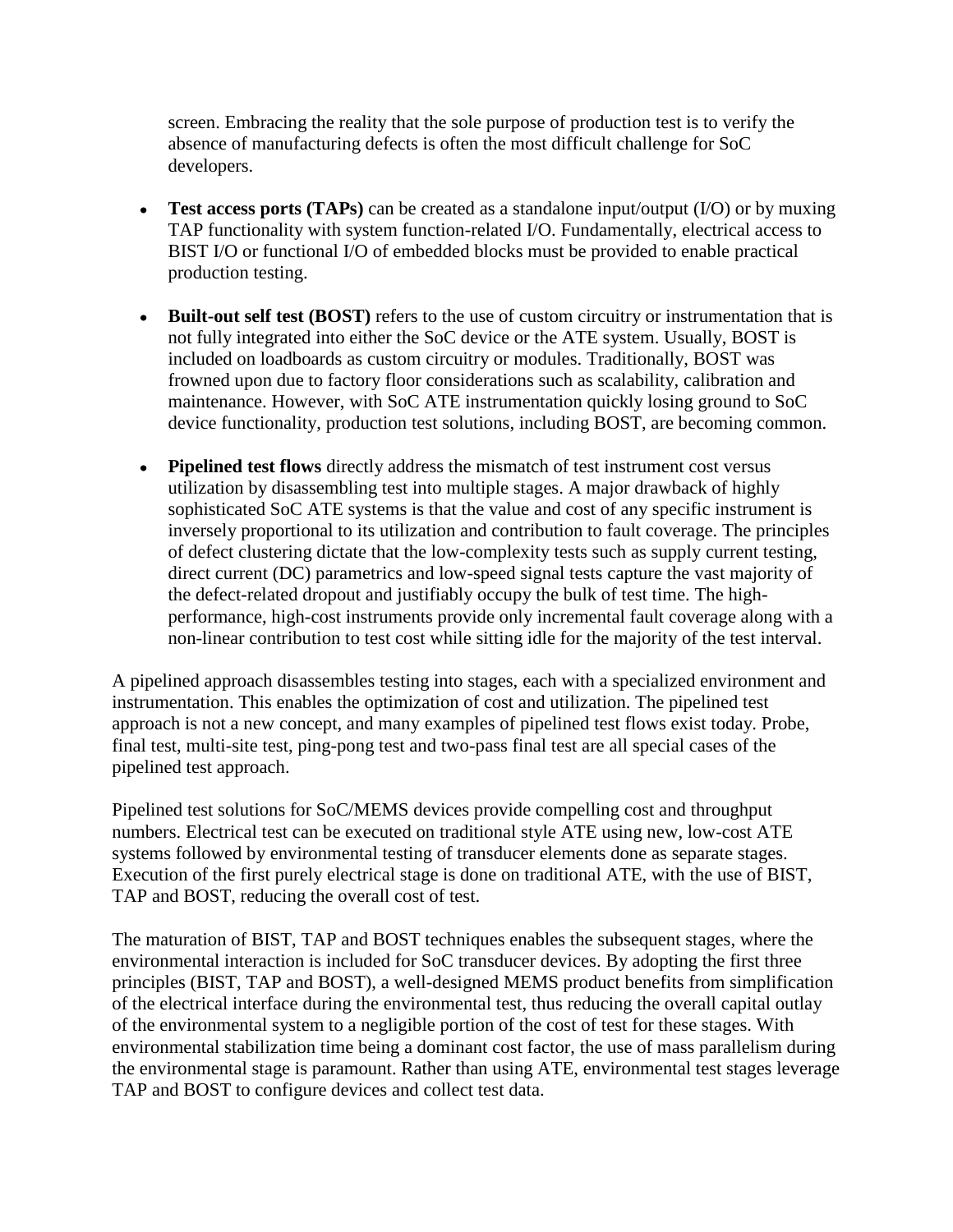screen. Embracing the reality that the sole purpose of production test is to verify the absence of manufacturing defects is often the most difficult challenge for SoC developers.

- **Test access ports (TAPs)** can be created as a standalone input/output (I/O) or by muxing TAP functionality with system function-related I/O. Fundamentally, electrical access to BIST I/O or functional I/O of embedded blocks must be provided to enable practical production testing.

- **Built-out self test (BOST)** refers to the use of custom circuitry or instrumentation that is not fully integrated into either the SoC device or the ATE system. Usually, BOST is included on loadboards as custom circuitry or modules. Traditionally, BOST was frowned upon due to factory floor considerations such as scalability, calibration and maintenance. However, with SoC ATE instrumentation quickly losing ground to SoC device functionality, production test solutions, including BOST, are becoming common.

- **Pipelined test flows** directly address the mismatch of test instrument cost versus utilization by disassembling test into multiple stages. A major drawback of highly sophisticated SoC ATE systems is that the value and cost of any specific instrument is inversely proportional to its utilization and contribution to fault coverage. The principles of defect clustering dictate that the low-complexity tests such as supply current testing, direct current (DC) parametrics and low-speed signal tests capture the vast majority of the defect-related dropout and justifiably occupy the bulk of test time. The high-performance, high-cost instruments provide only incremental fault coverage along with a non-linear contribution to test cost while sitting idle for the majority of the test interval.

A pipelined approach disassembles testing into stages, each with a specialized environment and instrumentation. This enables the optimization of cost and utilization. The pipelined test approach is not a new concept, and many examples of pipelined test flows exist today. Probe, final test, multi-site test, ping-pong test and two-pass final test are all special cases of the pipelined test approach.

Pipelined test solutions for SoC/MEMS devices provide compelling cost and throughput numbers. Electrical test can be executed on traditional style ATE using new, low-cost ATE systems followed by environmental testing of transducer elements done as separate stages. Execution of the first purely electrical stage is done on traditional ATE, with the use of BIST, TAP and BOST, reducing the overall cost of test.

The maturation of BIST, TAP and BOST techniques enables the subsequent stages, where the environmental interaction is included for SoC transducer devices. By adopting the first three principles (BIST, TAP and BOST), a well-designed MEMS product benefits from simplification of the electrical interface during the environmental test, thus reducing the overall capital outlay of the environmental system to a negligible portion of the cost of test for these stages. With environmental stabilization time being a dominant cost factor, the use of mass parallelism during the environmental stage is paramount. Rather than using ATE, environmental test stages leverage TAP and BOST to configure devices and collect test data.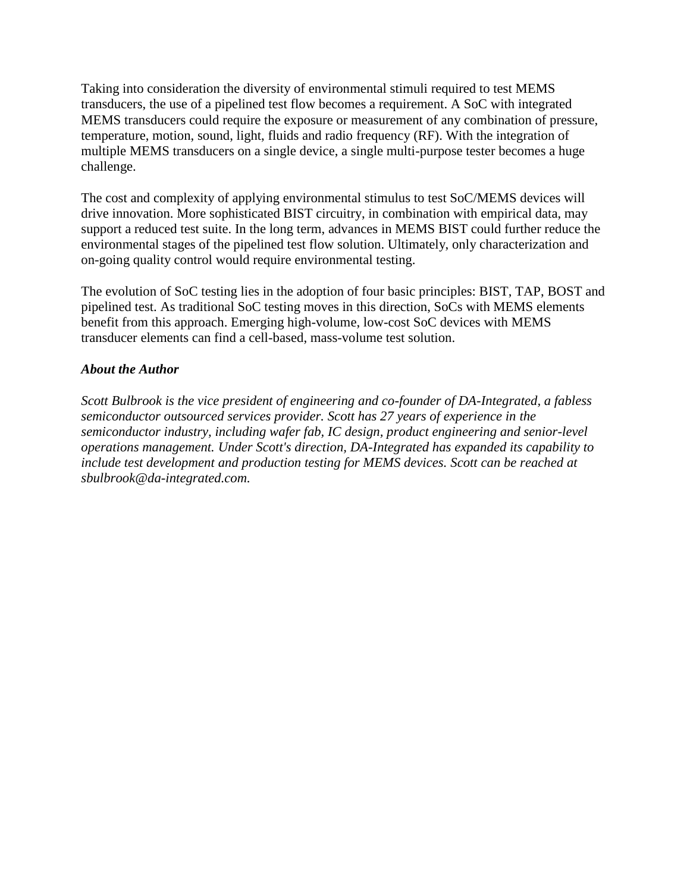Taking into consideration the diversity of environmental stimuli required to test MEMS transducers, the use of a pipelined test flow becomes a requirement. A SoC with integrated MEMS transducers could require the exposure or measurement of any combination of pressure, temperature, motion, sound, light, fluids and radio frequency (RF). With the integration of multiple MEMS transducers on a single device, a single multi-purpose tester becomes a huge challenge.

The cost and complexity of applying environmental stimulus to test SoC/MEMS devices will drive innovation. More sophisticated BIST circuitry, in combination with empirical data, may support a reduced test suite. In the long term, advances in MEMS BIST could further reduce the environmental stages of the pipelined test flow solution. Ultimately, only characterization and on-going quality control would require environmental testing.

The evolution of SoC testing lies in the adoption of four basic principles: BIST, TAP, BOST and pipelined test. As traditional SoC testing moves in this direction, SoCs with MEMS elements benefit from this approach. Emerging high-volume, low-cost SoC devices with MEMS transducer elements can find a cell-based, mass-volume test solution.

***About the Author***

*Scott Bulbrook is the vice president of engineering and co-founder of DA-Integrated, a fabless semiconductor outsourced services provider. Scott has 27 years of experience in the semiconductor industry, including wafer fab, IC design, product engineering and senior-level operations management. Under Scott's direction, DA-Integrated has expanded its capability to include test development and production testing for MEMS devices. Scott can be reached at sbulbrook@da-integrated.com.*